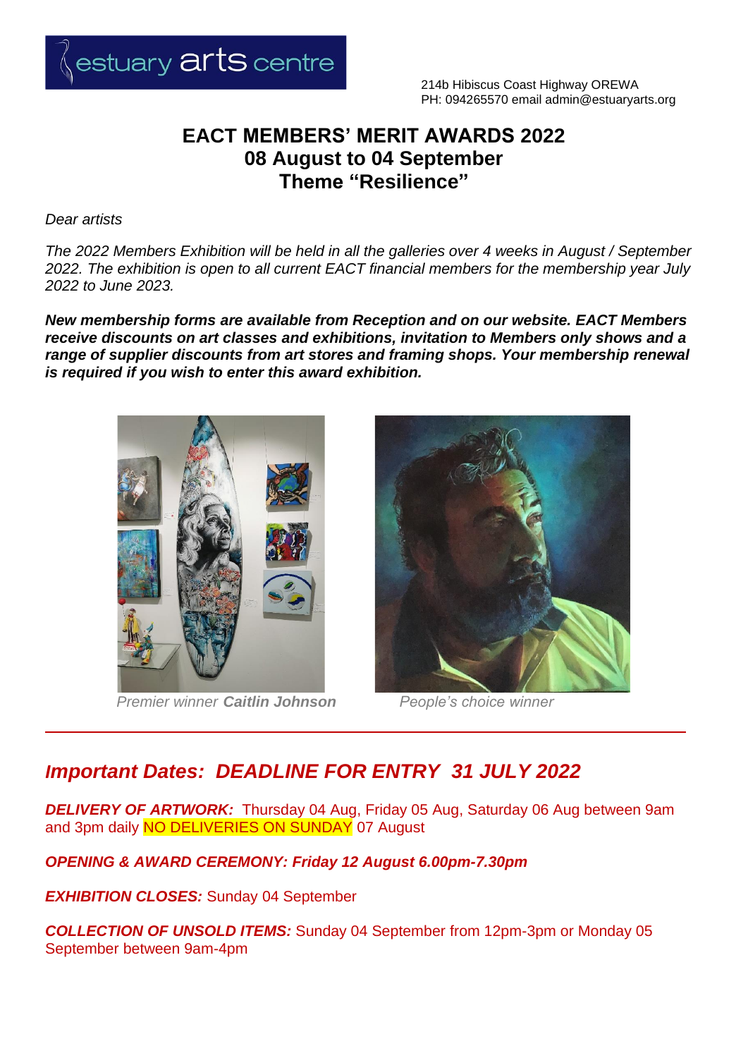estuary arts centre

214b Hibiscus Coast Highway OREWA
PH: 094265570 email admin@estuaryarts.org

# EACT MEMBERS' MERIT AWARDS 2022
## 08 August to 04 September
## Theme "Resilience"

*Dear artists*

*The 2022 Members Exhibition will be held in all the galleries over 4 weeks in August / September 2022. The exhibition is open to all current EACT financial members for the membership year July 2022 to June 2023.*

***New membership forms are available from Reception and on our website. EACT Members receive discounts on art classes and exhibitions, invitation to Members only shows and a range of supplier discounts from art stores and framing shops. Your membership renewal is required if you wish to enter this award exhibition.***

*Premier winner* ***Caitlin Johnson***

*People's choice winner*

---

## *Important Dates: DEADLINE FOR ENTRY 31 JULY 2022*

***DELIVERY OF ARTWORK:*** Thursday 04 Aug, Friday 05 Aug, Saturday 06 Aug between 9am and 3pm daily NO DELIVERIES ON SUNDAY 07 August

***OPENING & AWARD CEREMONY: Friday 12 August 6.00pm-7.30pm***

***EXHIBITION CLOSES:*** Sunday 04 September

***COLLECTION OF UNSOLD ITEMS:*** Sunday 04 September from 12pm-3pm or Monday 05 September between 9am-4pm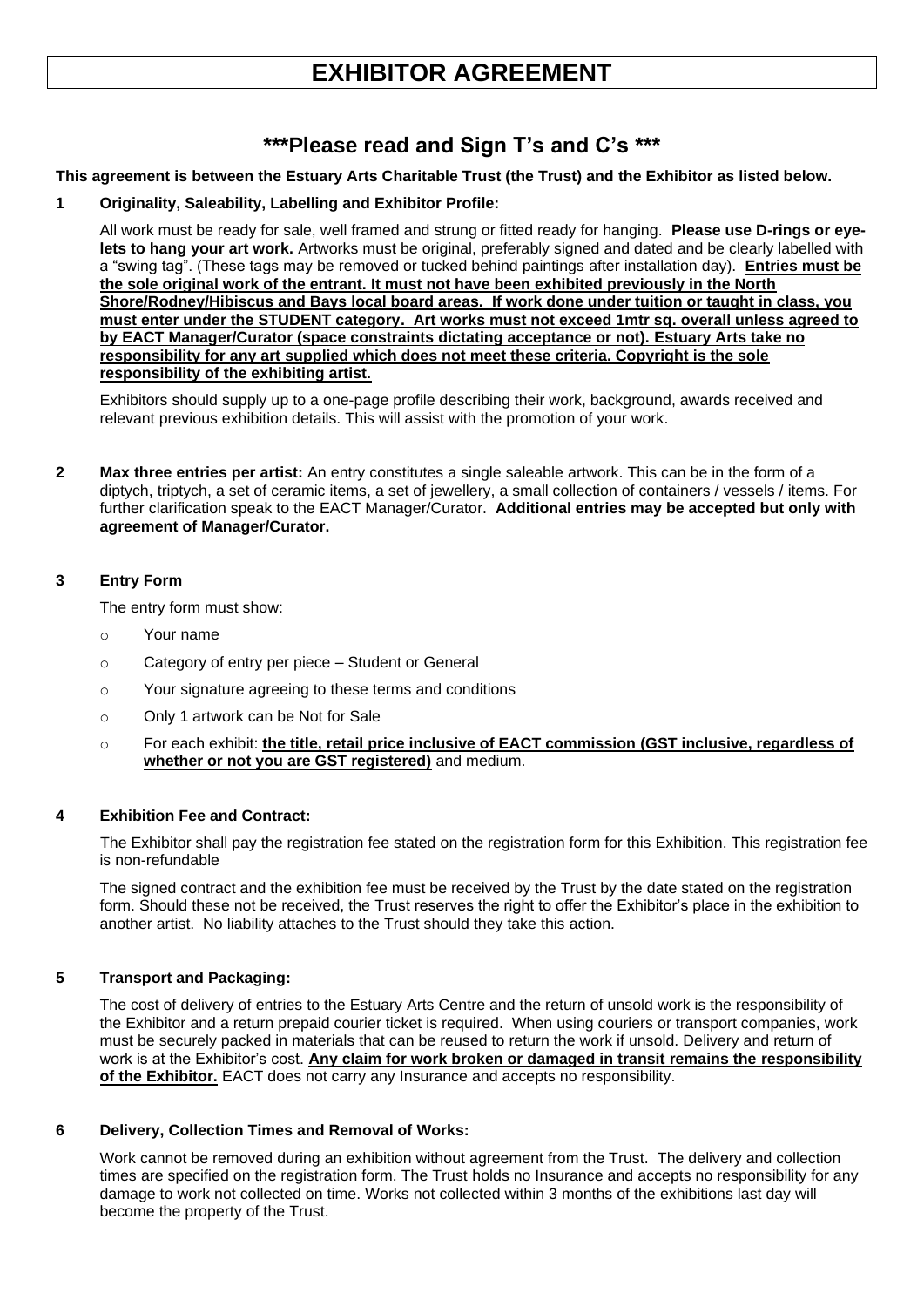# EXHIBITOR AGREEMENT

## ***Please read and Sign T's and C's ***

**This agreement is between the Estuary Arts Charitable Trust (the Trust) and the Exhibitor as listed below.**

**1 Originality, Saleability, Labelling and Exhibitor Profile:**

All work must be ready for sale, well framed and strung or fitted ready for hanging. **Please use D-rings or eye-lets to hang your art work.** Artworks must be original, preferably signed and dated and be clearly labelled with a "swing tag". (These tags may be removed or tucked behind paintings after installation day). **Entries must be the sole original work of the entrant. It must not have been exhibited previously in the North Shore/Rodney/Hibiscus and Bays local board areas. If work done under tuition or taught in class, you must enter under the STUDENT category. Art works must not exceed 1mtr sq. overall unless agreed to by EACT Manager/Curator (space constraints dictating acceptance or not). Estuary Arts take no responsibility for any art supplied which does not meet these criteria. Copyright is the sole responsibility of the exhibiting artist.**

Exhibitors should supply up to a one-page profile describing their work, background, awards received and relevant previous exhibition details. This will assist with the promotion of your work.

**2 Max three entries per artist:** An entry constitutes a single saleable artwork. This can be in the form of a diptych, triptych, a set of ceramic items, a set of jewellery, a small collection of containers / vessels / items. For further clarification speak to the EACT Manager/Curator. **Additional entries may be accepted but only with agreement of Manager/Curator.**

**3 Entry Form**

The entry form must show:

- Your name
- Category of entry per piece – Student or General
- Your signature agreeing to these terms and conditions
- Only 1 artwork can be Not for Sale
- For each exhibit: **the title, retail price inclusive of EACT commission (GST inclusive, regardless of whether or not you are GST registered)** and medium.

**4 Exhibition Fee and Contract:**

The Exhibitor shall pay the registration fee stated on the registration form for this Exhibition. This registration fee is non-refundable

The signed contract and the exhibition fee must be received by the Trust by the date stated on the registration form. Should these not be received, the Trust reserves the right to offer the Exhibitor's place in the exhibition to another artist. No liability attaches to the Trust should they take this action.

**5 Transport and Packaging:**

The cost of delivery of entries to the Estuary Arts Centre and the return of unsold work is the responsibility of the Exhibitor and a return prepaid courier ticket is required. When using couriers or transport companies, work must be securely packed in materials that can be reused to return the work if unsold. Delivery and return of work is at the Exhibitor's cost. **Any claim for work broken or damaged in transit remains the responsibility of the Exhibitor.** EACT does not carry any Insurance and accepts no responsibility.

**6 Delivery, Collection Times and Removal of Works:**

Work cannot be removed during an exhibition without agreement from the Trust. The delivery and collection times are specified on the registration form. The Trust holds no Insurance and accepts no responsibility for any damage to work not collected on time. Works not collected within 3 months of the exhibitions last day will become the property of the Trust.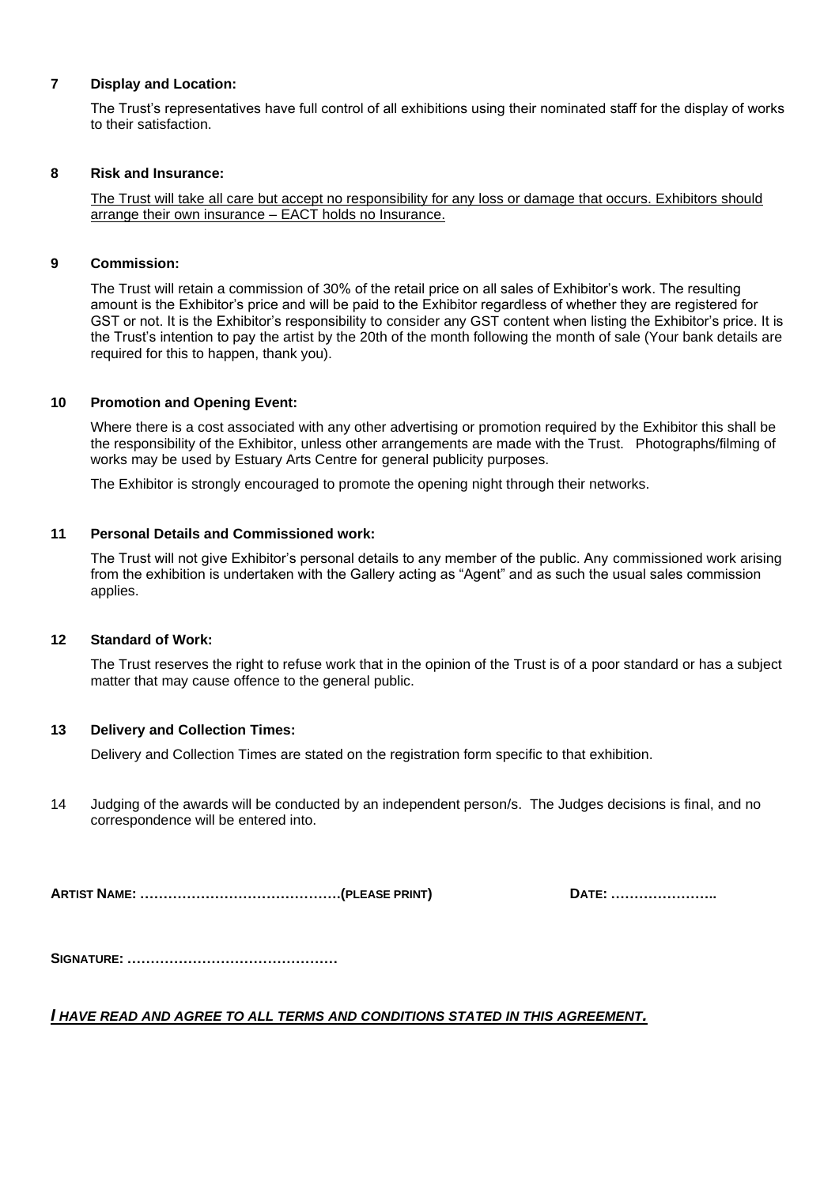### 7 Display and Location:

The Trust's representatives have full control of all exhibitions using their nominated staff for the display of works to their satisfaction.

### 8 Risk and Insurance:

<u>The Trust will take all care but accept no responsibility for any loss or damage that occurs. Exhibitors should arrange their own insurance – EACT holds no Insurance.</u>

### 9 Commission:

The Trust will retain a commission of 30% of the retail price on all sales of Exhibitor's work. The resulting amount is the Exhibitor's price and will be paid to the Exhibitor regardless of whether they are registered for GST or not. It is the Exhibitor's responsibility to consider any GST content when listing the Exhibitor's price. It is the Trust's intention to pay the artist by the 20th of the month following the month of sale (Your bank details are required for this to happen, thank you).

### 10 Promotion and Opening Event:

Where there is a cost associated with any other advertising or promotion required by the Exhibitor this shall be the responsibility of the Exhibitor, unless other arrangements are made with the Trust. Photographs/filming of works may be used by Estuary Arts Centre for general publicity purposes.

The Exhibitor is strongly encouraged to promote the opening night through their networks.

### 11 Personal Details and Commissioned work:

The Trust will not give Exhibitor's personal details to any member of the public. Any commissioned work arising from the exhibition is undertaken with the Gallery acting as "Agent" and as such the usual sales commission applies.

### 12 Standard of Work:

The Trust reserves the right to refuse work that in the opinion of the Trust is of a poor standard or has a subject matter that may cause offence to the general public.

### 13 Delivery and Collection Times:

Delivery and Collection Times are stated on the registration form specific to that exhibition.

14 Judging of the awards will be conducted by an independent person/s. The Judges decisions is final, and no correspondence will be entered into.

**ARTIST NAME: …………………………………….(PLEASE PRINT)** **DATE: …………………..**

**SIGNATURE: ………………………………………**

***<u>I HAVE READ AND AGREE TO ALL TERMS AND CONDITIONS STATED IN THIS AGREEMENT.</u>***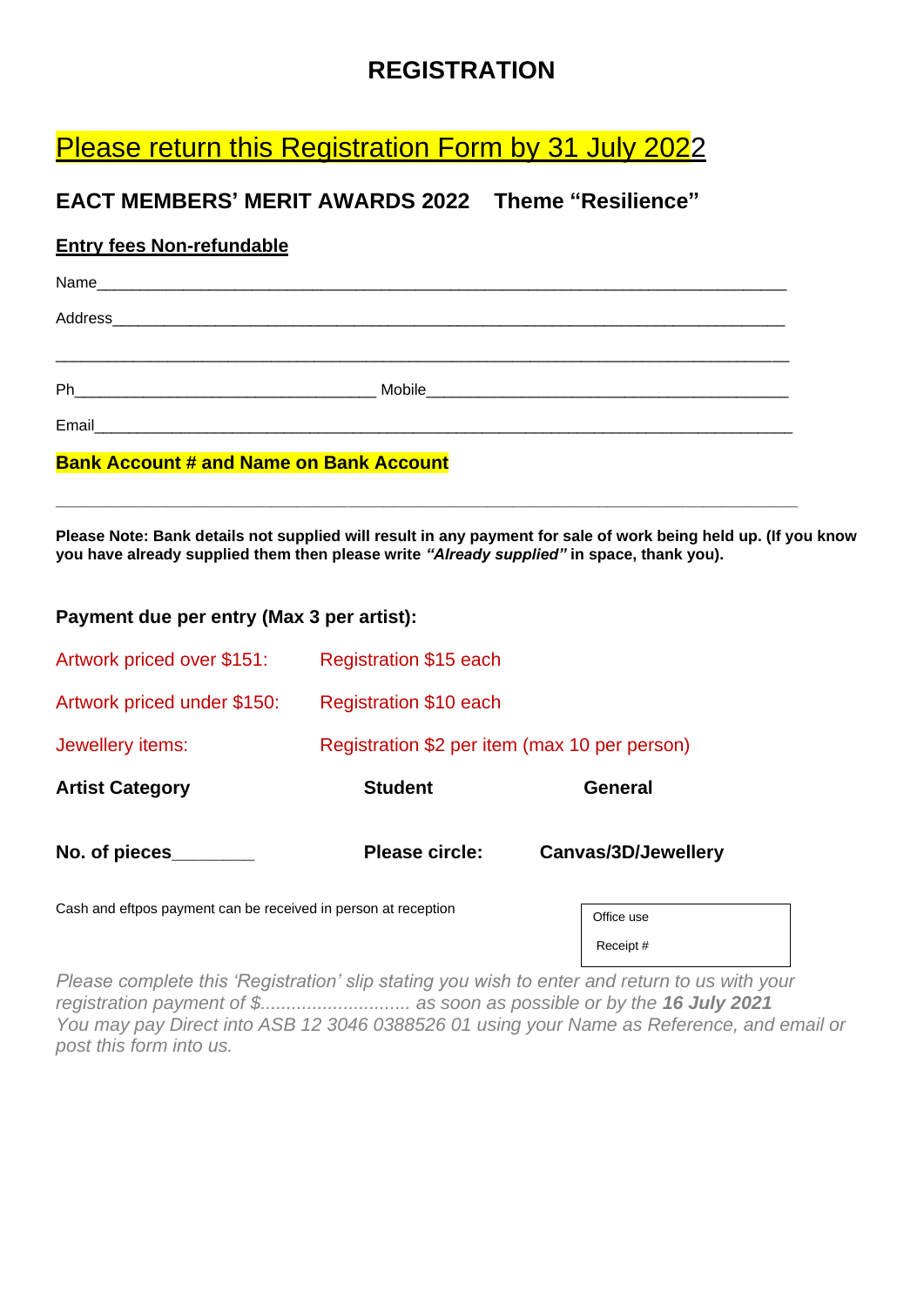# REGISTRATION

## Please return this Registration Form by 31 July 2022

### EACT MEMBERS' MERIT AWARDS 2022 Theme "Resilience"

**Entry fees Non-refundable**

Name_______________________________________________________________________________

Address_____________________________________________________________________________

____________________________________________________________________________________

Ph__________________________________ Mobile__________________________________________

Email_______________________________________________________________________________

**Bank Account # and Name on Bank Account**

____________________________________________________________________________________

**Please Note: Bank details not supplied will result in any payment for sale of work being held up. (If you know you have already supplied them then please write *"Already supplied"* in space, thank you).**

**Payment due per entry (Max 3 per artist):**

| | |
|---|---|
| Artwork priced over $151: | Registration $15 each |
| Artwork priced under $150: | Registration $10 each |
| Jewellery items: | Registration $2 per item (max 10 per person) |

**Artist Category** **Student** **General**

**No. of pieces________** **Please circle:** **Canvas/3D/Jewellery**

Cash and eftpos payment can be received in person at reception

Office use
Receipt #

*Please complete this 'Registration' slip stating you wish to enter and return to us with your registration payment of $............................ as soon as possible or by the **16 July 2021***
*You may pay Direct into ASB 12 3046 0388526 01 using your Name as Reference, and email or post this form into us.*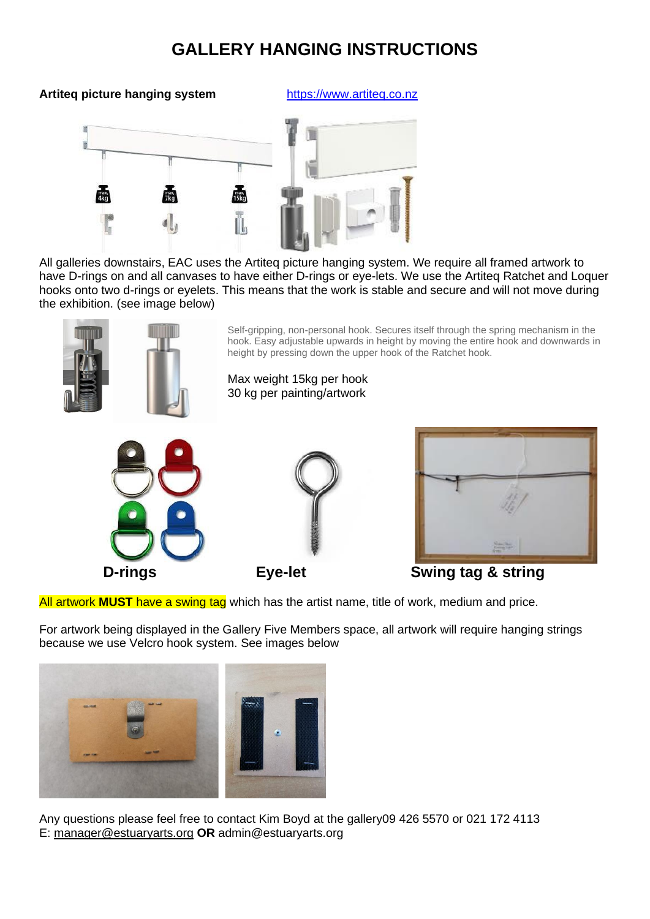# GALLERY HANGING INSTRUCTIONS

**Artiteq picture hanging system** https://www.artiteq.co.nz

All galleries downstairs, EAC uses the Artiteq picture hanging system. We require all framed artwork to have D-rings on and all canvases to have either D-rings or eye-lets. We use the Artiteq Ratchet and Loquer hooks onto two d-rings or eyelets. This means that the work is stable and secure and will not move during the exhibition. (see image below)

Self-gripping, non-personal hook. Secures itself through the spring mechanism in the hook. Easy adjustable upwards in height by moving the entire hook and downwards in height by pressing down the upper hook of the Ratchet hook.

Max weight 15kg per hook
30 kg per painting/artwork

**D-rings** **Eye-let** **Swing tag & string**

All artwork **MUST** have a swing tag which has the artist name, title of work, medium and price.

For artwork being displayed in the Gallery Five Members space, all artwork will require hanging strings because we use Velcro hook system. See images below

Any questions please feel free to contact Kim Boyd at the gallery09 426 5570 or 021 172 4113
E: manager@estuaryarts.org **OR** admin@estuaryarts.org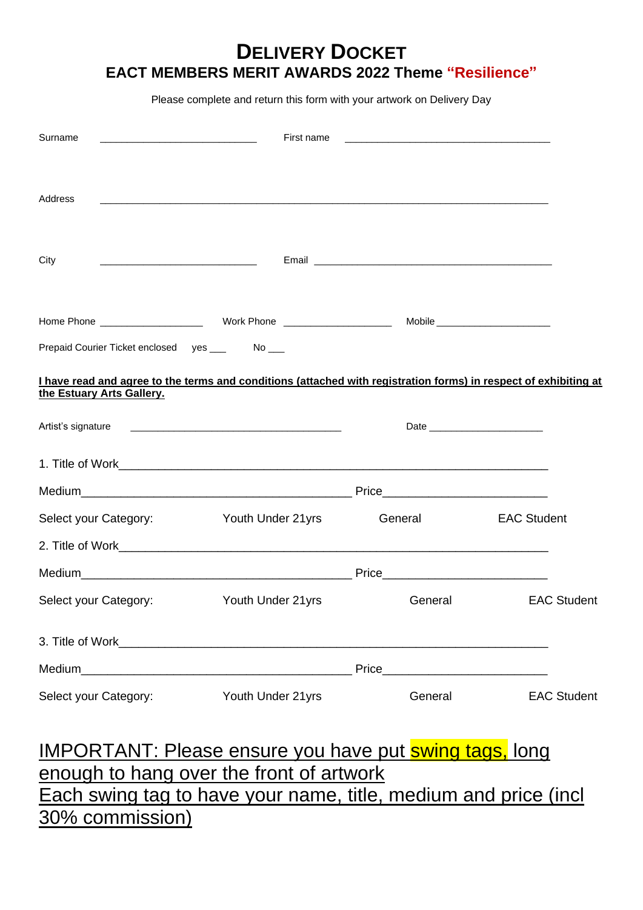# DELIVERY DOCKET

## EACT MEMBERS MERIT AWARDS 2022 Theme "Resilience"

Please complete and return this form with your artwork on Delivery Day

Surname ____________________________ First name ____________________________________

Address ________________________________________________________________________________

City ____________________________ Email ____________________________________________

Home Phone __________________ Work Phone ___________________ Mobile _____________________

Prepaid Courier Ticket enclosed yes ___ No ___

**I have read and agree to the terms and conditions (attached with registration forms) in respect of exhibiting at the Estuary Arts Gallery.**

Artist's signature ______________________________________ Date _____________________

1. Title of Work_________________________________________________________________________

Medium_______________________________________________ Price___________________________

Select your Category: Youth Under 21yrs General EAC Student

2. Title of Work_________________________________________________________________________

Medium_______________________________________________ Price___________________________

Select your Category: Youth Under 21yrs General EAC Student

3. Title of Work_________________________________________________________________________

Medium_______________________________________________ Price___________________________

Select your Category: Youth Under 21yrs General EAC Student

IMPORTANT: Please ensure you have put swing tags, long enough to hang over the front of artwork
Each swing tag to have your name, title, medium and price (incl 30% commission)